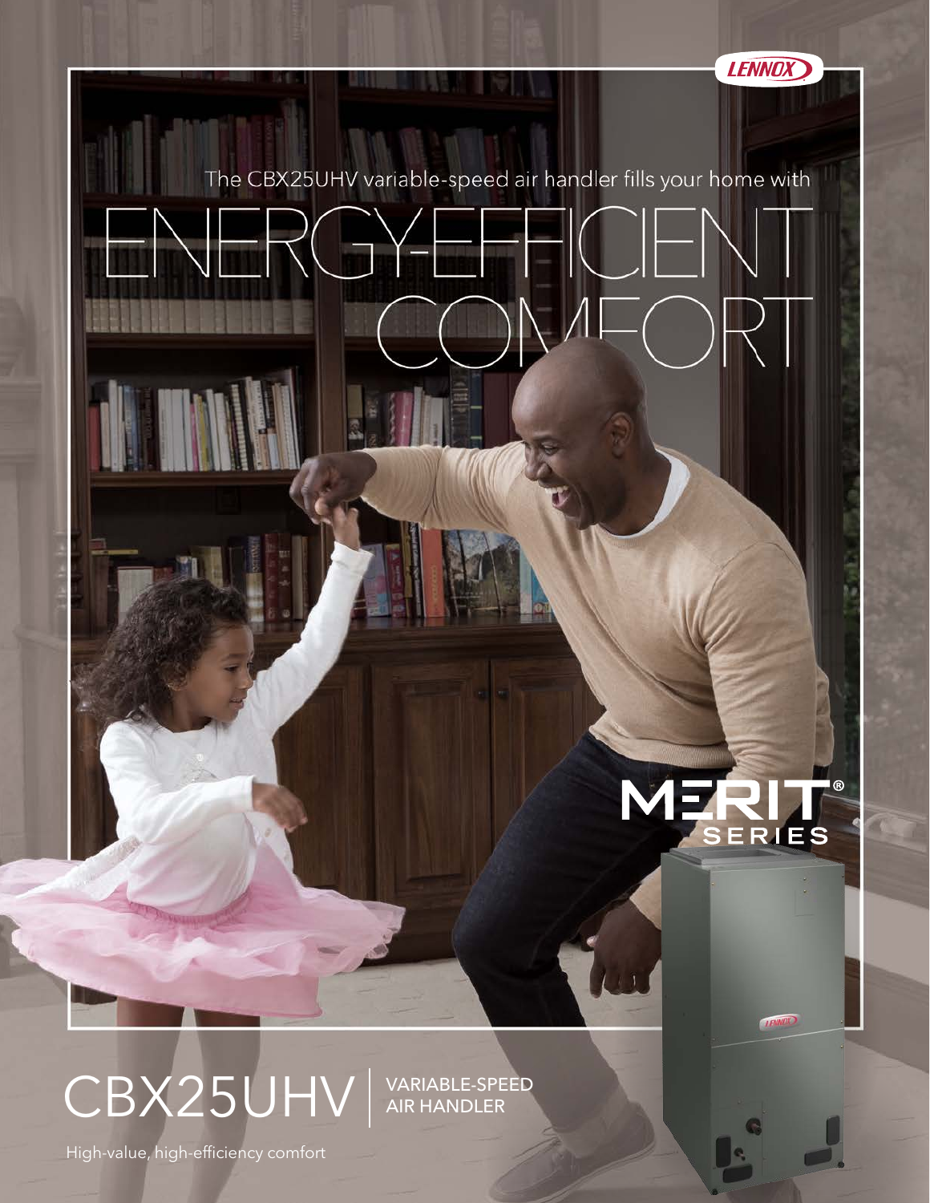LENNOX

The CBX25UHV variable-speed air handler fills your home with

# ENERGY-EFFICIENT COMFORT

MERIT® SERIES

# CBX25UHV

VARIABLE-SPEED AIR HANDLER

High-value, high-efficiency comfort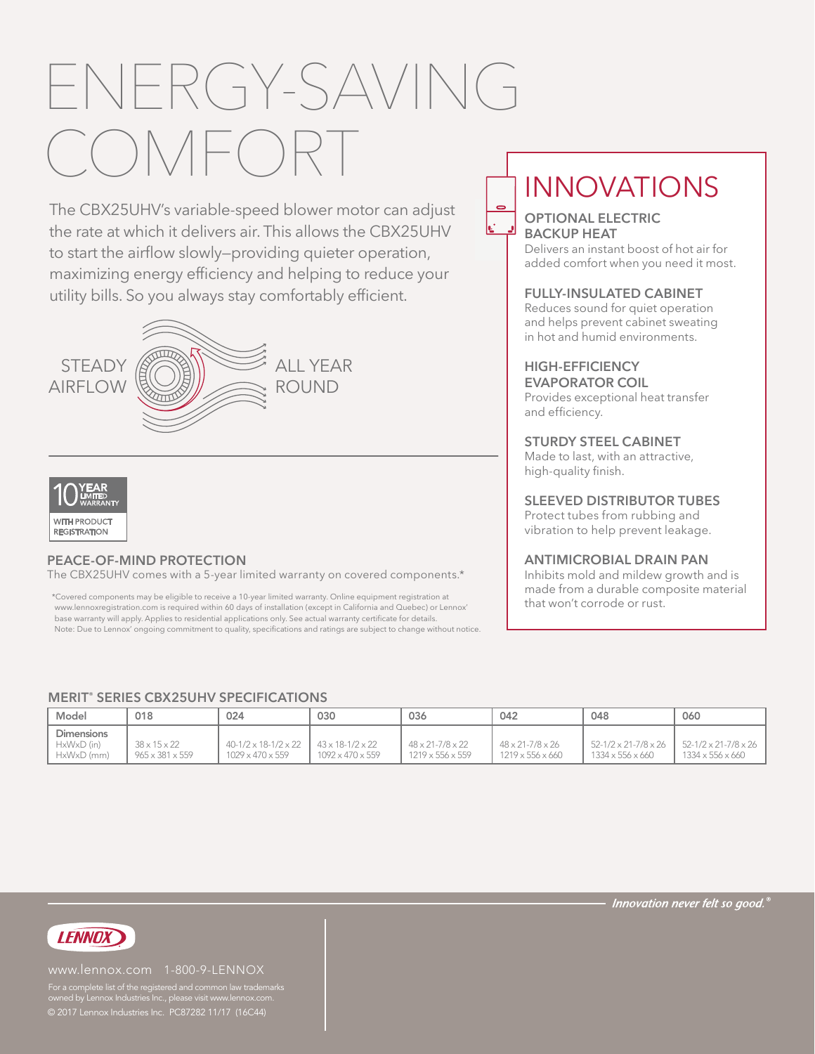# ENERGY-SAVING COMFORT

The CBX25UHV's variable-speed blower motor can adjust the rate at which it delivers air. This allows the CBX25UHV to start the airflow slowly—providing quieter operation, maximizing energy efficiency and helping to reduce your utility bills. So you always stay comfortably efficient.

STEADY AIRFLOW

ALL YEAR ROUND

10 YEAR LIMITED WARRANTY

WITH PRODUCT REGISTRATION

### PEACE-OF-MIND PROTECTION

The CBX25UHV comes with a 5-year limited warranty on covered components.*

*Covered components may be eligible to receive a 10-year limited warranty. Online equipment registration at www.lennoxregistration.com is required within 60 days of installation (except in California and Quebec) or Lennox' base warranty will apply. Applies to residential applications only. See actual warranty certificate for details.
Note: Due to Lennox' ongoing commitment to quality, specifications and ratings are subject to change without notice.

## INNOVATIONS

### OPTIONAL ELECTRIC BACKUP HEAT

Delivers an instant boost of hot air for added comfort when you need it most.

### FULLY-INSULATED CABINET

Reduces sound for quiet operation and helps prevent cabinet sweating in hot and humid environments.

### HIGH-EFFICIENCY EVAPORATOR COIL

Provides exceptional heat transfer and efficiency.

### STURDY STEEL CABINET

Made to last, with an attractive, high-quality finish.

### SLEEVED DISTRIBUTOR TUBES

Protect tubes from rubbing and vibration to help prevent leakage.

### ANTIMICROBIAL DRAIN PAN

Inhibits mold and mildew growth and is made from a durable composite material that won't corrode or rust.

### MERIT® SERIES CBX25UHV SPECIFICATIONS

| Model | 018 | 024 | 030 | 036 | 042 | 048 | 060 |
|---|---|---|---|---|---|---|---|
| Dimensions<br>HxWxD (in)<br>HxWxD (mm) | 38 x 15 x 22<br>965 x 381 x 559 | 40-1/2 x 18-1/2 x 22<br>1029 x 470 x 559 | 43 x 18-1/2 x 22<br>1092 x 470 x 559 | 48 x 21-7/8 x 22<br>1219 x 556 x 559 | 48 x 21-7/8 x 26<br>1219 x 556 x 660 | 52-1/2 x 21-7/8 x 26<br>1334 x 556 x 660 | 52-1/2 x 21-7/8 x 26<br>1334 x 556 x 660 |

*Innovation never felt so good.®*

LENNOX

www.lennox.com 1-800-9-LENNOX

For a complete list of the registered and common law trademarks owned by Lennox Industries Inc., please visit www.lennox.com.

© 2017 Lennox Industries Inc. PC87282 11/17 (16C44)